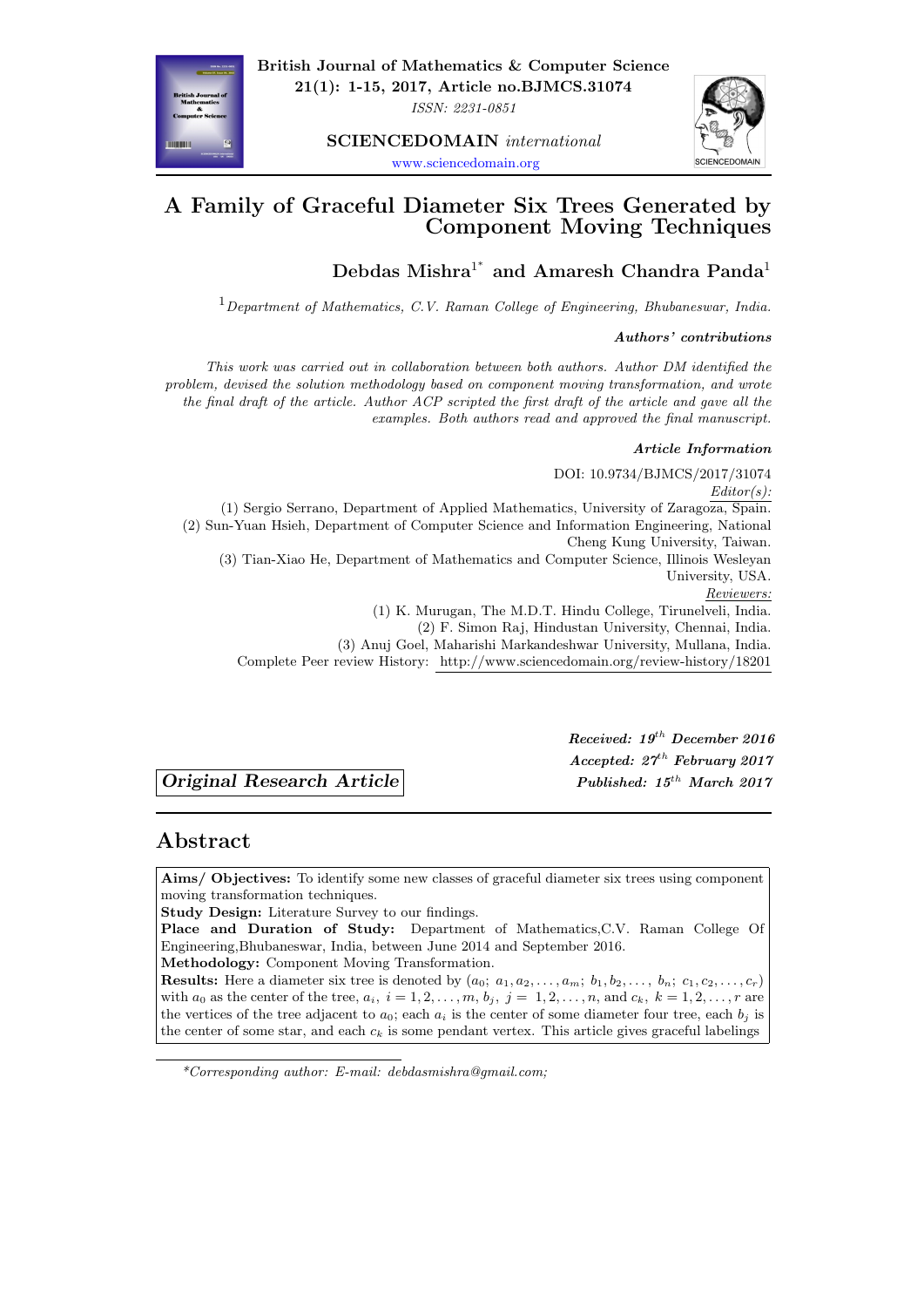British Journal of Mathematics & Computer Science
21(1): 1-15, 2017, Article no.BJMCS.31074
*ISSN: 2231-0851*

**SCIENCEDOMAIN** *international*
www.sciencedomain.org

# A Family of Graceful Diameter Six Trees Generated by Component Moving Techniques

**Debdas Mishra[1*] and Amaresh Chandra Panda[1]**

[1] *Department of Mathematics, C.V. Raman College of Engineering, Bhubaneswar, India.*

***Authors' contributions***

*This work was carried out in collaboration between both authors. Author DM identified the problem, devised the solution methodology based on component moving transformation, and wrote the final draft of the article. Author ACP scripted the first draft of the article and gave all the examples. Both authors read and approved the final manuscript.*

***Article Information***

DOI: 10.9734/BJMCS/2017/31074

*Editor(s):*

(1) Sergio Serrano, Department of Applied Mathematics, University of Zaragoza, Spain.
(2) Sun-Yuan Hsieh, Department of Computer Science and Information Engineering, National Cheng Kung University, Taiwan.
(3) Tian-Xiao He, Department of Mathematics and Computer Science, Illinois Wesleyan University, USA.

*Reviewers:*

(1) K. Murugan, The M.D.T. Hindu College, Tirunelveli, India.
(2) F. Simon Raj, Hindustan University, Chennai, India.
(3) Anuj Goel, Maharishi Markandeshwar University, Mullana, India.

Complete Peer review History: http://www.sciencedomain.org/review-history/18201

***Received:*** ***19th December 2016***
***Accepted:*** ***27th February 2017***
***Published:*** ***15th March 2017***

***Original Research Article***

## Abstract

**Aims/ Objectives:** To identify some new classes of graceful diameter six trees using component moving transformation techniques.

**Study Design:** Literature Survey to our findings.

**Place and Duration of Study:** Department of Mathematics,C.V. Raman College Of Engineering,Bhubaneswar, India, between June 2014 and September 2016.

**Methodology:** Component Moving Transformation.

**Results:** Here a diameter six tree is denoted by $(a_0;\ a_1, a_2, \ldots, a_m;\ b_1, b_2, \ldots,\ b_n;\ c_1, c_2, \ldots, c_r)$ with $a_0$ as the center of the tree, $a_i$, $i = 1, 2, \ldots, m$, $b_j$, $j = 1, 2, \ldots, n$, and $c_k$, $k = 1, 2, \ldots, r$ are the vertices of the tree adjacent to $a_0$; each $a_i$ is the center of some diameter four tree, each $b_j$ is the center of some star, and each $c_k$ is some pendant vertex. This article gives graceful labelings

---

*Corresponding author: E-mail: debdasmishra@gmail.com;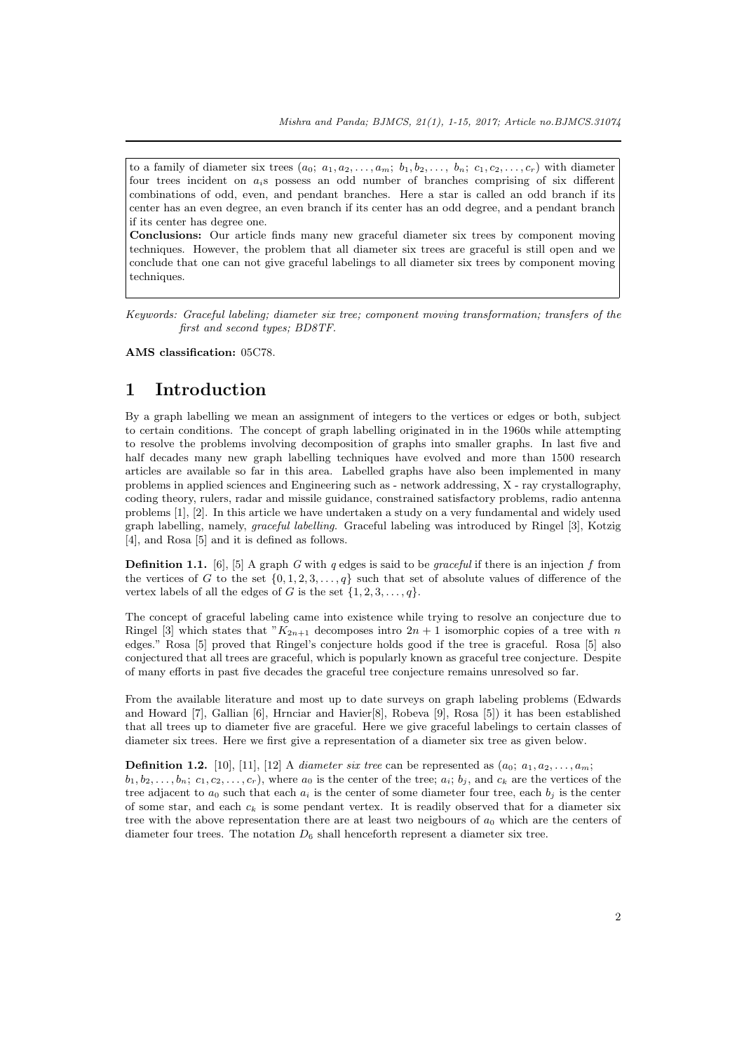to a family of diameter six trees ($a_0$; $a_1, a_2, \ldots, a_m$; $b_1, b_2, \ldots,$ $b_n$; $c_1, c_2, \ldots, c_r$) with diameter four trees incident on $a_i$s possess an odd number of branches comprising of six different combinations of odd, even, and pendant branches. Here a star is called an odd branch if its center has an even degree, an even branch if its center has an odd degree, and a pendant branch if its center has degree one.

**Conclusions:** Our article finds many new graceful diameter six trees by component moving techniques. However, the problem that all diameter six trees are graceful is still open and we conclude that one can not give graceful labelings to all diameter six trees by component moving techniques.

*Keywords: Graceful labeling; diameter six tree; component moving transformation; transfers of the first and second types; BD8TF.*

**AMS classification:** 05C78.

# 1 Introduction

By a graph labelling we mean an assignment of integers to the vertices or edges or both, subject to certain conditions. The concept of graph labelling originated in in the 1960s while attempting to resolve the problems involving decomposition of graphs into smaller graphs. In last five and half decades many new graph labelling techniques have evolved and more than 1500 research articles are available so far in this area. Labelled graphs have also been implemented in many problems in applied sciences and Engineering such as - network addressing, X - ray crystallogrophy, coding theory, rulers, radar and missile guidance, constrained satisfactory problems, radio antenna problems [1], [2]. In this article we have undertaken a study on a very fundamental and widely used graph labelling, namely, *graceful labelling.* Graceful labeling was introduced by Ringel [3], Kotzig [4], and Rosa [5] and it is defined as follows.

**Definition 1.1.** [6], [5] A graph $G$ with $q$ edges is said to be *graceful* if there is an injection $f$ from the vertices of $G$ to the set $\{0, 1, 2, 3, \ldots, q\}$ such that set of absolute values of difference of the vertex labels of all the edges of $G$ is the set $\{1, 2, 3, \ldots, q\}$.

The concept of graceful labeling came into existence while trying to resolve an conjecture due to Ringel [3] which states that "$K_{2n+1}$ decomposes intro $2n + 1$ isomorphic copies of a tree with $n$ edges." Rosa [5] proved that Ringel's conjecture holds good if the tree is graceful. Rosa [5] also conjectured that all trees are graceful, which is popularly known as graceful tree conjecture. Despite of many efforts in past five decades the graceful tree conjecture remains unresolved so far.

From the available literature and most up to date surveys on graph labeling problems (Edwards and Howard [7], Gallian [6], Hrnciar and Havier[8], Robeva [9], Rosa [5]) it has been established that all trees up to diameter five are graceful. Here we give graceful labelings to certain classes of diameter six trees. Here we first give a representation of a diameter six tree as given below.

**Definition 1.2.** [10], [11], [12] A *diameter six tree* can be represented as ($a_0$; $a_1, a_2, \ldots, a_m$; $b_1, b_2, \ldots, b_n$; $c_1, c_2, \ldots, c_r$), where $a_0$ is the center of the tree; $a_i$; $b_j$, and $c_k$ are the vertices of the tree adjacent to $a_0$ such that each $a_i$ is the center of some diameter four tree, each $b_j$ is the center of some star, and each $c_k$ is some pendant vertex. It is readily observed that for a diameter six tree with the above representation there are at least two neigbours of $a_0$ which are the centers of diameter four trees. The notation $D_6$ shall henceforth represent a diameter six tree.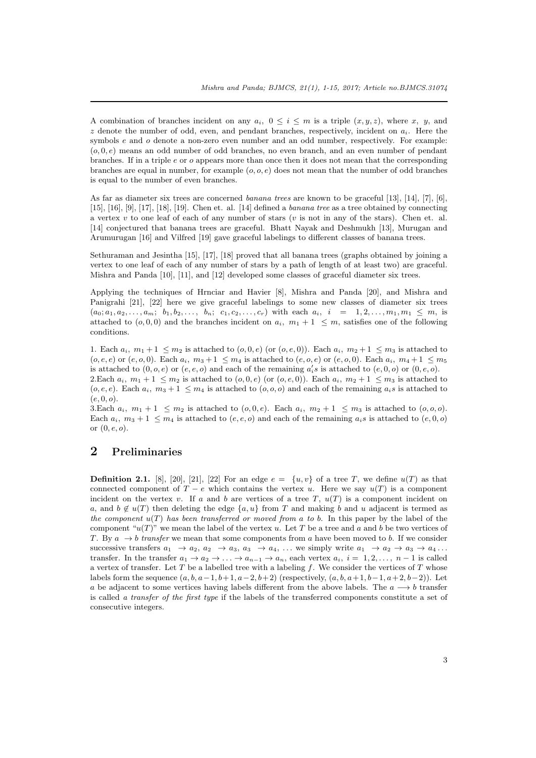A combination of branches incident on any $a_i,\ 0 \leq i \leq m$ is a triple $(x, y, z)$, where $x$, $y$, and $z$ denote the number of odd, even, and pendant branches, respectively, incident on $a_i$. Here the symbols $e$ and $o$ denote a non-zero even number and an odd number, respectively. For example: $(o, 0, e)$ means an odd number of odd branches, no even branch, and an even number of pendant branches. If in a triple $e$ or $o$ appears more than once then it does not mean that the corresponding branches are equal in number, for example $(o, o, e)$ does not mean that the number of odd branches is equal to the number of even branches.

As far as diameter six trees are concerned *banana trees* are known to be graceful [13], [14], [7], [6], [15], [16], [9], [17], [18], [19]. Chen et. al. [14] defined a *banana tree* as a tree obtained by connecting a vertex $v$ to one leaf of each of any number of stars ($v$ is not in any of the stars). Chen et. al. [14] conjectured that banana trees are graceful. Bhatt Nayak and Deshmukh [13], Murugan and Arumurugan [16] and Vilfred [19] gave graceful labelings to different classes of banana trees.

Sethuraman and Jesintha [15], [17], [18] proved that all banana trees (graphs obtained by joining a vertex to one leaf of each of any number of stars by a path of length of at least two) are graceful. Mishra and Panda [10], [11], and [12] developed some classes of graceful diameter six trees.

Applying the techniques of Hrnciar and Havier [8], Mishra and Panda [20], and Mishra and Panigrahi [21], [22] here we give graceful labelings to some new classes of diameter six trees $(a_0; a_1, a_2, \ldots, a_m;\ b_1, b_2, \ldots,\ b_n;\ c_1, c_2, \ldots, c_r)$ with each $a_i,\ i\ =\ 1, 2, \ldots, m_1, m_1\ \leq\ m$, is attached to $(o, 0, 0)$ and the branches incident on $a_i,\ m_1 + 1\ \leq m$, satisfies one of the following conditions.

1. Each $a_i,\ m_1 + 1\ \leq m_2$ is attached to $(o, 0, e)$ (or $(o, e, 0)$). Each $a_i,\ m_2 + 1\ \leq m_3$ is attached to $(o, e, e)$ or $(e, o, 0)$. Each $a_i,\ m_3 + 1\ \leq m_4$ is attached to $(e, o, e)$ or $(e, o, 0)$. Each $a_i,\ m_4 + 1\ \leq m_5$ is attached to $(0, o, e)$ or $(e, e, o)$ and each of the remaining $a_i's$ is attached to $(e, 0, o)$ or $(0, e, o)$.
2. Each $a_i,\ m_1 + 1\ \leq m_2$ is attached to $(o, 0, e)$ (or $(o, e, 0)$). Each $a_i,\ m_2 + 1\ \leq m_3$ is attached to $(o, e, e)$. Each $a_i,\ m_3 + 1\ \leq m_4$ is attached to $(o, o, o)$ and each of the remaining $a_is$ is attached to $(e, 0, o)$.
3. Each $a_i,\ m_1 + 1\ \leq m_2$ is attached to $(o, 0, e)$. Each $a_i,\ m_2 + 1\ \leq m_3$ is attached to $(o, o, o)$. Each $a_i,\ m_3 + 1\ \leq m_4$ is attached to $(e, e, o)$ and each of the remaining $a_is$ is attached to $(e, 0, o)$ or $(0, e, o)$.

## 2 Preliminaries

**Definition 2.1.** [8], [20], [21], [22] For an edge $e\ =\ \{u, v\}$ of a tree $T$, we define $u(T)$ as that connected component of $T - e$ which contains the vertex $u$. Here we say $u(T)$ is a component incident on the vertex $v$. If $a$ and $b$ are vertices of a tree $T$, $u(T)$ is a component incident on $a$, and $b \notin u(T)$ then deleting the edge $\{a, u\}$ from $T$ and making $b$ and $u$ adjacent is termed as *the component $u(T)$ has been transferred or moved from $a$ to $b$*. In this paper by the label of the component "$u(T)$" we mean the label of the vertex $u$. Let $T$ be a tree and $a$ and $b$ be two vertices of $T$. By $a\ \rightarrow b$ *transfer* we mean that some components from $a$ have been moved to $b$. If we consider successive transfers $a_1\ \rightarrow a_2,\ a_2\ \rightarrow a_3,\ a_3\ \rightarrow a_4, \ldots$ we simply write $a_1\ \rightarrow a_2 \rightarrow a_3 \rightarrow a_4 \ldots$ transfer. In the transfer $a_1 \rightarrow a_2 \rightarrow \ldots \rightarrow a_{n-1} \rightarrow a_n$, each vertex $a_i,\ i = 1, 2, \ldots,\ n-1$ is called a vertex of transfer. Let $T$ be a labelled tree with a labeling $f$. We consider the vertices of $T$ whose labels form the sequence $(a, b, a-1, b+1, a-2, b+2)$ (respectively, $(a, b, a+1, b-1, a+2, b-2)$). Let $a$ be adjacent to some vertices having labels different from the above labels. The $a \longrightarrow b$ transfer is called *a transfer of the first type* if the labels of the transferred components constitute a set of consecutive integers.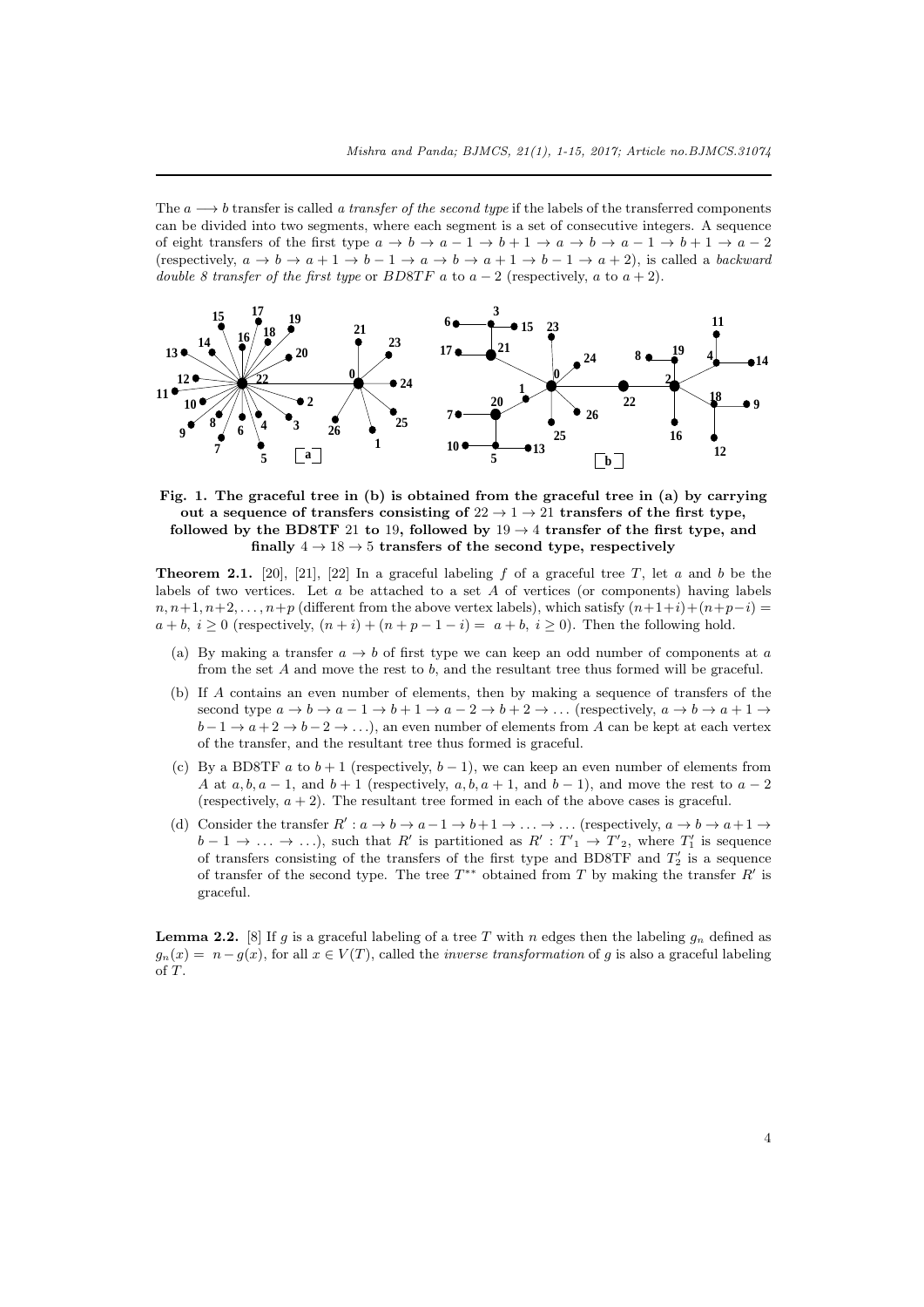The $a \longrightarrow b$ transfer is called *a transfer of the second type* if the labels of the transferred components can be divided into two segments, where each segment is a set of consecutive integers. A sequence of eight transfers of the first type $a \to b \to a-1 \to b+1 \to a \to b \to a-1 \to b+1 \to a-2$ (respectively, $a \to b \to a+1 \to b-1 \to a \to b \to a+1 \to b-1 \to a+2$), is called a *backward double 8 transfer of the first type* or *BD8TF* $a$ to $a-2$ (respectively, $a$ to $a+2$).

**Fig. 1. The graceful tree in (b) is obtained from the graceful tree in (a) by carrying out a sequence of transfers consisting of $22 \to 1 \to 21$ transfers of the first type, followed by the BD8TF 21 to 19, followed by $19 \to 4$ transfer of the first type, and finally $4 \to 18 \to 5$ transfers of the second type, respectively**

**Theorem 2.1.** [20], [21], [22] In a graceful labeling $f$ of a graceful tree $T$, let $a$ and $b$ be the labels of two vertices. Let $a$ be attached to a set $A$ of vertices (or components) having labels $n, n+1, n+2, \ldots, n+p$ (different from the above vertex labels), which satisfy $(n+1+i)+(n+p-i) = a+b,\ i \geq 0$ (respectively, $(n+i)+(n+p-1-i) = a+b,\ i \geq 0$). Then the following hold.

(a) By making a transfer $a \to b$ of first type we can keep an odd number of components at $a$ from the set $A$ and move the rest to $b$, and the resultant tree thus formed will be graceful.

(b) If $A$ contains an even number of elements, then by making a sequence of transfers of the second type $a \to b \to a-1 \to b+1 \to a-2 \to b+2 \to \ldots$ (respectively, $a \to b \to a+1 \to b-1 \to a+2 \to b-2 \to \ldots$), an even number of elements from $A$ can be kept at each vertex of the transfer, and the resultant tree thus formed is graceful.

(c) By a BD8TF $a$ to $b+1$ (respectively, $b-1$), we can keep an even number of elements from $A$ at $a, b, a-1$, and $b+1$ (respectively, $a, b, a+1$, and $b-1$), and move the rest to $a-2$ (respectively, $a+2$). The resultant tree formed in each of the above cases is graceful.

(d) Consider the transfer $R' : a \to b \to a-1 \to b+1 \to \ldots \to \ldots$ (respectively, $a \to b \to a+1 \to b-1 \to \ldots \to \ldots$), such that $R'$ is partitioned as $R' : {T'}_1 \to {T'}_2$, where $T'_1$ is sequence of transfers consisting of the transfers of the first type and BD8TF and $T'_2$ is a sequence of transfer of the second type. The tree $T^{**}$ obtained from $T$ by making the transfer $R'$ is graceful.

**Lemma 2.2.** [8] If $g$ is a graceful labeling of a tree $T$ with $n$ edges then the labeling $g_n$ defined as $g_n(x) = n - g(x)$, for all $x \in V(T)$, called the *inverse transformation* of $g$ is also a graceful labeling of $T$.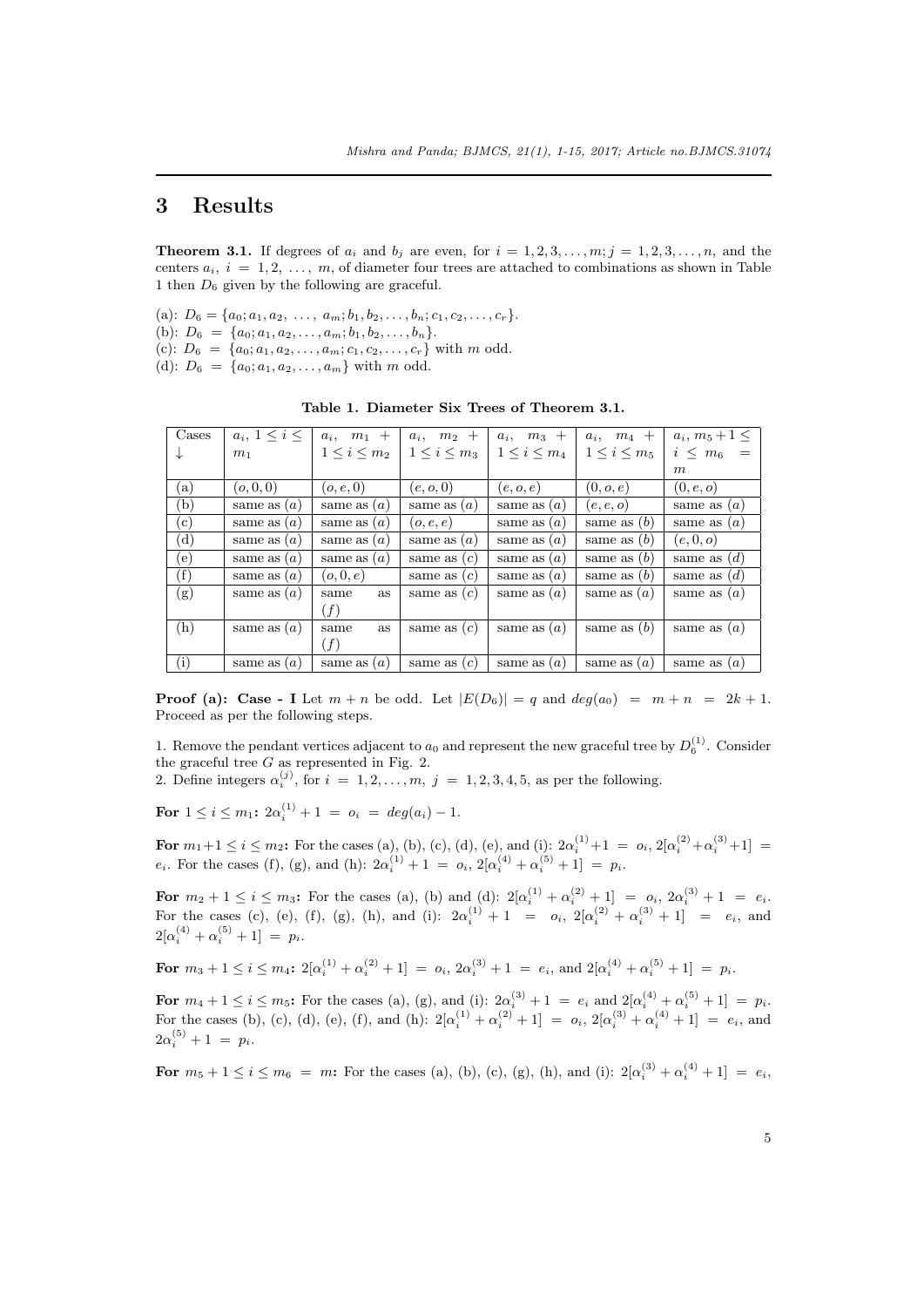# 3 Results

**Theorem 3.1.** If degrees of $a_i$ and $b_j$ are even, for $i = 1, 2, 3, \ldots, m; j = 1, 2, 3, \ldots, n$, and the centers $a_i$, $i = 1, 2, \ldots, m$, of diameter four trees are attached to combinations as shown in Table 1 then $D_6$ given by the following are graceful.

(a): $D_6 = \{a_0; a_1, a_2, \ldots, a_m; b_1, b_2, \ldots, b_n; c_1, c_2, \ldots, c_r\}$.
(b): $D_6 = \{a_0; a_1, a_2, \ldots, a_m; b_1, b_2, \ldots, b_n\}$.
(c): $D_6 = \{a_0; a_1, a_2, \ldots, a_m; c_1, c_2, \ldots, c_r\}$ with $m$ odd.
(d): $D_6 = \{a_0; a_1, a_2, \ldots, a_m\}$ with $m$ odd.

**Table 1. Diameter Six Trees of Theorem 3.1.**

| Cases ↓ | $a_i$, $1 \le i \le m_1$ | $a_i$, $m_1 + 1 \le i \le m_2$ | $a_i$, $m_2 + 1 \le i \le m_3$ | $a_i$, $m_3 + 1 \le i \le m_4$ | $a_i$, $m_4 + 1 \le i \le m_5$ | $a_i, m_5+1 \le i \le m_6 = m$ |
|---|---|---|---|---|---|---|
| (a) | $(o, 0, 0)$ | $(o, e, 0)$ | $(e, o, 0)$ | $(e, o, e)$ | $(0, o, e)$ | $(0, e, o)$ |
| (b) | same as $(a)$ | same as $(a)$ | same as $(a)$ | same as $(a)$ | $(e, e, o)$ | same as $(a)$ |
| (c) | same as $(a)$ | same as $(a)$ | $(o, e, e)$ | same as $(a)$ | same as $(b)$ | same as $(a)$ |
| (d) | same as $(a)$ | same as $(a)$ | same as $(a)$ | same as $(a)$ | same as $(b)$ | $(e, 0, o)$ |
| (e) | same as $(a)$ | same as $(a)$ | same as $(c)$ | same as $(a)$ | same as $(b)$ | same as $(d)$ |
| (f) | same as $(a)$ | $(o, 0, e)$ | same as $(c)$ | same as $(a)$ | same as $(b)$ | same as $(d)$ |
| (g) | same as $(a)$ | same as $(f)$ | same as $(c)$ | same as $(a)$ | same as $(a)$ | same as $(a)$ |
| (h) | same as $(a)$ | same as $(f)$ | same as $(c)$ | same as $(a)$ | same as $(b)$ | same as $(a)$ |
| (i) | same as $(a)$ | same as $(a)$ | same as $(c)$ | same as $(a)$ | same as $(a)$ | same as $(a)$ |

**Proof (a): Case - I** Let $m + n$ be odd. Let $|E(D_6)| = q$ and $deg(a_0) = m + n = 2k + 1$. Proceed as per the following steps.

1. Remove the pendant vertices adjacent to $a_0$ and represent the new graceful tree by $D_6^{(1)}$. Consider the graceful tree $G$ as represented in Fig. 2.
2. Define integers $\alpha_i^{(j)}$, for $i = 1, 2, \ldots, m$, $j = 1, 2, 3, 4, 5$, as per the following.

**For** $1 \le i \le m_1$**:** $2\alpha_i^{(1)} + 1 = o_i = deg(a_i) - 1$.

**For** $m_1 + 1 \le i \le m_2$**:** For the cases (a), (b), (c), (d), (e), and (i): $2\alpha_i^{(1)} + 1 = o_i$, $2[\alpha_i^{(2)} + \alpha_i^{(3)} + 1] = e_i$. For the cases (f), (g), and (h): $2\alpha_i^{(1)} + 1 = o_i$, $2[\alpha_i^{(4)} + \alpha_i^{(5)} + 1] = p_i$.

**For** $m_2 + 1 \le i \le m_3$**:** For the cases (a), (b) and (d): $2[\alpha_i^{(1)} + \alpha_i^{(2)} + 1] = o_i$, $2\alpha_i^{(3)} + 1 = e_i$. For the cases (c), (e), (f), (g), (h), and (i): $2\alpha_i^{(1)} + 1 = o_i$, $2[\alpha_i^{(2)} + \alpha_i^{(3)} + 1] = e_i$, and $2[\alpha_i^{(4)} + \alpha_i^{(5)} + 1] = p_i$.

**For** $m_3 + 1 \le i \le m_4$**:** $2[\alpha_i^{(1)} + \alpha_i^{(2)} + 1] = o_i$, $2\alpha_i^{(3)} + 1 = e_i$, and $2[\alpha_i^{(4)} + \alpha_i^{(5)} + 1] = p_i$.

**For** $m_4 + 1 \le i \le m_5$**:** For the cases (a), (g), and (i): $2\alpha_i^{(3)} + 1 = e_i$ and $2[\alpha_i^{(4)} + \alpha_i^{(5)} + 1] = p_i$. For the cases (b), (c), (d), (e), (f), and (h): $2[\alpha_i^{(1)} + \alpha_i^{(2)} + 1] = o_i$, $2[\alpha_i^{(3)} + \alpha_i^{(4)} + 1] = e_i$, and $2\alpha_i^{(5)} + 1 = p_i$.

**For** $m_5 + 1 \le i \le m_6 = m$**:** For the cases (a), (b), (c), (g), (h), and (i): $2[\alpha_i^{(3)} + \alpha_i^{(4)} + 1] = e_i$,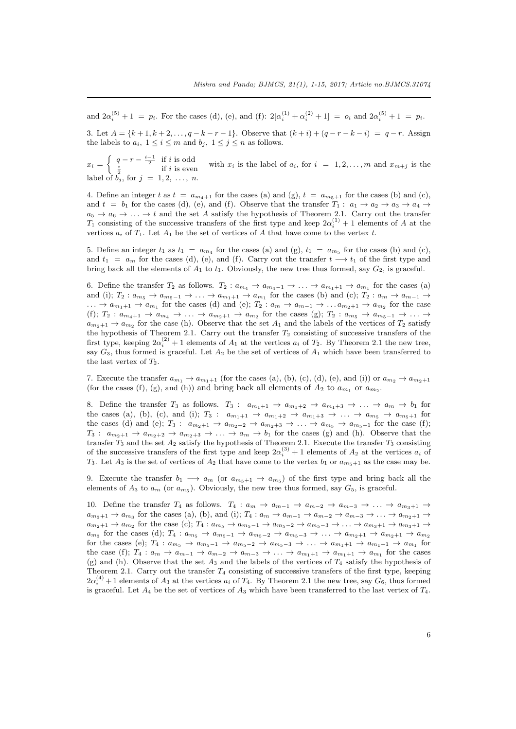and $2\alpha_i^{(5)} + 1 = p_i$. For the cases (d), (e), and (f): $2[\alpha_i^{(1)} + \alpha_i^{(2)} + 1] = o_i$ and $2\alpha_i^{(5)} + 1 = p_i$.

3. Let $A = \{k+1, k+2, \ldots, q-k-r-1\}$. Observe that $(k+i) + (q-r-k-i) = q-r$. Assign the labels to $a_i$, $1 \le i \le m$ and $b_j$, $1 \le j \le n$ as follows.

$x_i = \begin{cases} q - r - \frac{i-1}{2} & \text{if } i \text{ is odd} \\ \frac{i}{2} & \text{if } i \text{ is even} \end{cases}$ with $x_i$ is the label of $a_i$, for $i = 1, 2, \ldots, m$ and $x_{m+j}$ is the label of $b_j$, for $j = 1, 2, \ldots, n$.

4. Define an integer $t$ as $t = a_{m_4+1}$ for the cases (a) and (g), $t = a_{m_5+1}$ for the cases (b) and (c), and $t = b_1$ for the cases (d), (e), and (f). Observe that the transfer $T_1 : a_1 \to a_2 \to a_3 \to a_4 \to a_5 \to a_6 \to \ldots \to t$ and the set $A$ satisfy the hypothesis of Theorem 2.1. Carry out the transfer $T_1$ consisting of the successive transfers of the first type and keep $2\alpha_i^{(1)} + 1$ elements of $A$ at the vertices $a_i$ of $T_1$. Let $A_1$ be the set of vertices of $A$ that have come to the vertex $t$.

5. Define an integer $t_1$ as $t_1 = a_{m_4}$ for the cases (a) and (g), $t_1 = a_{m_5}$ for the cases (b) and (c), and $t_1 = a_m$ for the cases (d), (e), and (f). Carry out the transfer $t \longrightarrow t_1$ of the first type and bring back all the elements of $A_1$ to $t_1$. Obviously, the new tree thus formed, say $G_2$, is graceful.

6. Define the transfer $T_2$ as follows. $T_2 : a_{m_4} \to a_{m_4-1} \to \ldots \to a_{m_1+1} \to a_{m_1}$ for the cases (a) and (i); $T_2 : a_{m_5} \to a_{m_5-1} \to \ldots \to a_{m_1+1} \to a_{m_1}$ for the cases (b) and (c); $T_2 : a_m \to a_{m-1} \to \ldots \to a_{m_1+1} \to a_{m_1}$ for the cases (d) and (e); $T_2 : a_m \to a_{m-1} \to \ldots a_{m_2+1} \to a_{m_2}$ for the case (f); $T_2 : a_{m_4+1} \to a_{m_4} \to \ldots \to a_{m_2+1} \to a_{m_2}$ for the cases (g); $T_2 : a_{m_5} \to a_{m_5-1} \to \ldots \to a_{m_2+1} \to a_{m_2}$ for the case (h). Observe that the set $A_1$ and the labels of the vertices of $T_2$ satisfy the hypothesis of Theorem 2.1. Carry out the transfer $T_2$ consisting of successive transfers of the first type, keeping $2\alpha_i^{(2)} + 1$ elements of $A_1$ at the vertices $a_i$ of $T_2$. By Theorem 2.1 the new tree, say $G_3$, thus formed is graceful. Let $A_2$ be the set of vertices of $A_1$ which have been transferred to the last vertex of $T_2$.

7. Execute the transfer $a_{m_1} \to a_{m_1+1}$ (for the cases (a), (b), (c), (d), (e), and (i)) or $a_{m_2} \to a_{m_2+1}$ (for the cases (f), (g), and (h)) and bring back all elements of $A_2$ to $a_{m_1}$ or $a_{m_2}$.

8. Define the transfer $T_3$ as follows. $T_3 : a_{m_1+1} \to a_{m_1+2} \to a_{m_1+3} \to \ldots \to a_m \to b_1$ for the cases (a), (b), (c), and (i); $T_3 : a_{m_1+1} \to a_{m_1+2} \to a_{m_1+3} \to \ldots \to a_{m_5} \to a_{m_5+1}$ for the cases (d) and (e); $T_3 : a_{m_2+1} \to a_{m_2+2} \to a_{m_2+3} \to \ldots \to a_{m_5} \to a_{m_5+1}$ for the case (f); $T_3 : a_{m_2+1} \to a_{m_2+2} \to a_{m_2+3} \to \ldots \to a_m \to b_1$ for the cases (g) and (h). Observe that the transfer $T_3$ and the set $A_2$ satisfy the hypothesis of Theorem 2.1. Execute the transfer $T_3$ consisting of the successive transfers of the first type and keep $2\alpha_i^{(3)} + 1$ elements of $A_2$ at the vertices $a_i$ of $T_3$. Let $A_3$ is the set of vertices of $A_2$ that have come to the vertex $b_1$ or $a_{m_5+1}$ as the case may be.

9. Execute the transfer $b_1 \longrightarrow a_m$ (or $a_{m_5+1} \to a_{m_5}$) of the first type and bring back all the elements of $A_3$ to $a_m$ (or $a_{m_5}$). Obviously, the new tree thus formed, say $G_5$, is graceful.

10. Define the transfer $T_4$ as follows. $T_4 : a_m \to a_{m-1} \to a_{m-2} \to a_{m-3} \to \ldots \to a_{m_3+1} \to a_{m_3+1} \to a_{m_3}$ for the cases (a), (b), and (i); $T_4 : a_m \to a_{m-1} \to a_{m-2} \to a_{m-3} \to \ldots \to a_{m_2+1} \to a_{m_2+1} \to a_{m_2}$ for the case (c); $T_4 : a_{m_5} \to a_{m_5-1} \to a_{m_5-2} \to a_{m_5-3} \to \ldots \to a_{m_3+1} \to a_{m_3+1} \to a_{m_3}$ for the cases (d); $T_4 : a_{m_5} \to a_{m_5-1} \to a_{m_5-2} \to a_{m_5-3} \to \ldots \to a_{m_2+1} \to a_{m_2+1} \to a_{m_2}$ for the cases (e); $T_4 : a_{m_5} \to a_{m_5-1} \to a_{m_5-2} \to a_{m_5-3} \to \ldots \to a_{m_1+1} \to a_{m_1+1} \to a_{m_1}$ for the case (f); $T_4 : a_m \to a_{m-1} \to a_{m-2} \to a_{m-3} \to \ldots \to a_{m_1+1} \to a_{m_1+1} \to a_{m_1}$ for the cases (g) and (h). Observe that the set $A_3$ and the labels of the vertices of $T_4$ satisfy the hypothesis of Theorem 2.1. Carry out the transfer $T_4$ consisting of successive transfers of the first type, keeping $2\alpha_i^{(4)} + 1$ elements of $A_3$ at the vertices $a_i$ of $T_4$. By Theorem 2.1 the new tree, say $G_6$, thus formed is graceful. Let $A_4$ be the set of vertices of $A_3$ which have been transferred to the last vertex of $T_4$.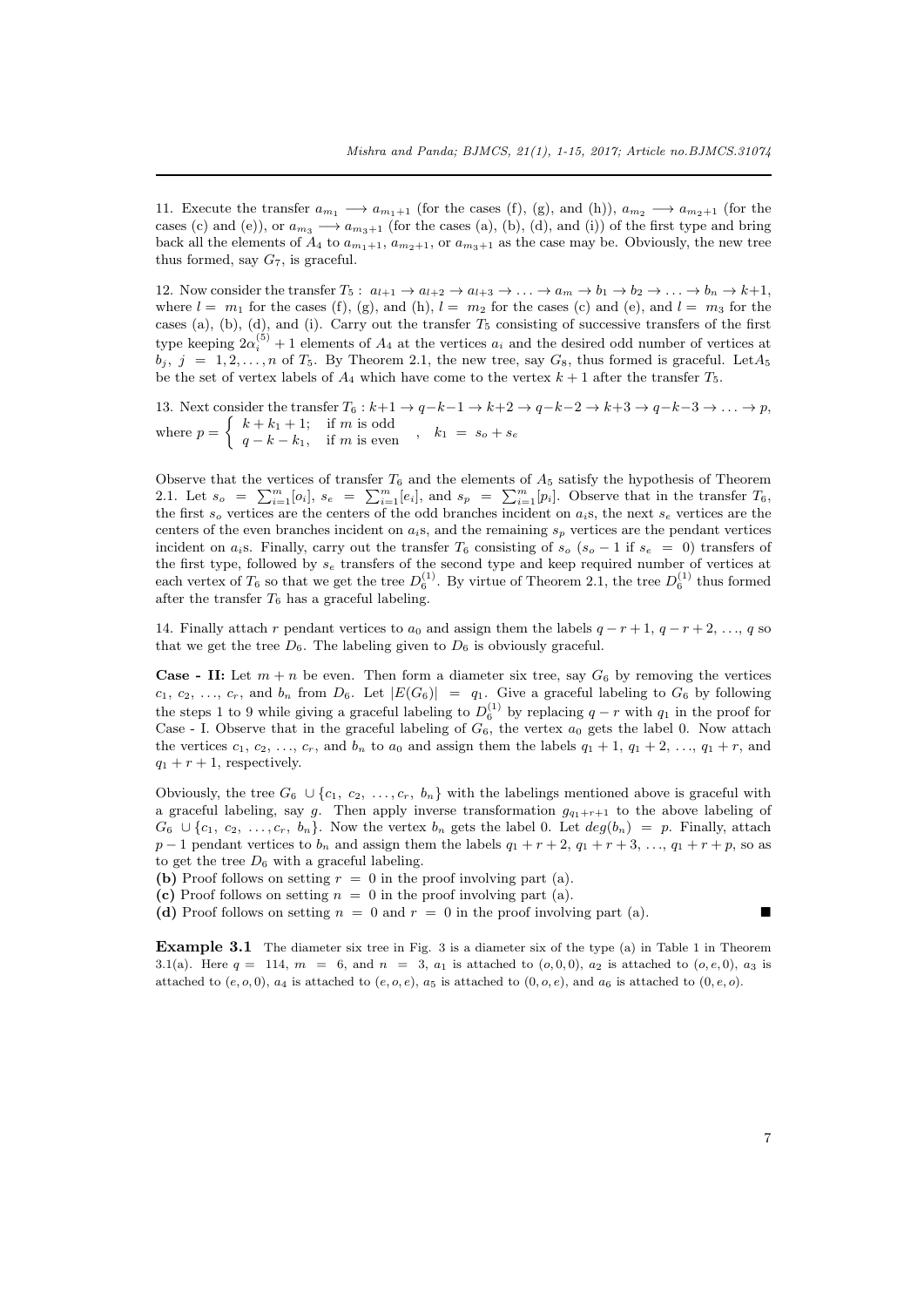11. Execute the transfer $a_{m_1} \longrightarrow a_{m_1+1}$ (for the cases (f), (g), and (h)), $a_{m_2} \longrightarrow a_{m_2+1}$ (for the cases (c) and (e)), or $a_{m_3} \longrightarrow a_{m_3+1}$ (for the cases (a), (b), (d), and (i)) of the first type and bring back all the elements of $A_4$ to $a_{m_1+1}$, $a_{m_2+1}$, or $a_{m_3+1}$ as the case may be. Obviously, the new tree thus formed, say $G_7$, is graceful.

12. Now consider the transfer $T_5:\ a_{l+1} \to a_{l+2} \to a_{l+3} \to \ldots \to a_m \to b_1 \to b_2 \to \ldots \to b_n \to k{+}1$, where $l = m_1$ for the cases (f), (g), and (h), $l = m_2$ for the cases (c) and (e), and $l = m_3$ for the cases (a), (b), (d), and (i). Carry out the transfer $T_5$ consisting of successive transfers of the first type keeping $2\alpha_i^{(5)}+1$ elements of $A_4$ at the vertices $a_i$ and the desired odd number of vertices at $b_j,\ j = 1, 2, \ldots, n$ of $T_5$. By Theorem 2.1, the new tree, say $G_8$, thus formed is graceful. Let $A_5$ be the set of vertex labels of $A_4$ which have come to the vertex $k+1$ after the transfer $T_5$.

13. Next consider the transfer $T_6 : k{+}1 \to q{-}k{-}1 \to k{+}2 \to q{-}k{-}2 \to k{+}3 \to q{-}k{-}3 \to \ldots \to p$, where $p = \begin{cases} k+k_1+1; & \text{if } m \text{ is odd} \\ q-k-k_1, & \text{if } m \text{ is even} \end{cases}$ , $k_1 = s_o + s_e$

Observe that the vertices of transfer $T_6$ and the elements of $A_5$ satisfy the hypothesis of Theorem 2.1. Let $s_o = \sum_{i=1}^{m}[o_i]$, $s_e = \sum_{i=1}^{m}[e_i]$, and $s_p = \sum_{i=1}^{m}[p_i]$. Observe that in the transfer $T_6$, the first $s_o$ vertices are the centers of the odd branches incident on $a_i$s, the next $s_e$ vertices are the centers of the even branches incident on $a_i$s, and the remaining $s_p$ vertices are the pendant vertices incident on $a_i$s. Finally, carry out the transfer $T_6$ consisting of $s_o$ ($s_o - 1$ if $s_e = 0$) transfers of the first type, followed by $s_e$ transfers of the second type and keep required number of vertices at each vertex of $T_6$ so that we get the tree $D_6^{(1)}$. By virtue of Theorem 2.1, the tree $D_6^{(1)}$ thus formed after the transfer $T_6$ has a graceful labeling.

14. Finally attach $r$ pendant vertices to $a_0$ and assign them the labels $q-r+1$, $q-r+2$, …, $q$ so that we get the tree $D_6$. The labeling given to $D_6$ is obviously graceful.

**Case - II:** Let $m+n$ be even. Then form a diameter six tree, say $G_6$ by removing the vertices $c_1,\ c_2,\ \ldots,\ c_r$, and $b_n$ from $D_6$. Let $|E(G_6)| = q_1$. Give a graceful labeling to $G_6$ by following the steps 1 to 9 while giving a graceful labeling to $D_6^{(1)}$ by replacing $q-r$ with $q_1$ in the proof for Case - I. Observe that in the graceful labeling of $G_6$, the vertex $a_0$ gets the label 0. Now attach the vertices $c_1,\ c_2,\ \ldots,\ c_r$, and $b_n$ to $a_0$ and assign them the labels $q_1+1,\ q_1+2,\ \ldots,\ q_1+r$, and $q_1+r+1$, respectively.

Obviously, the tree $G_6\ \cup \{c_1,\ c_2,\ \ldots, c_r,\ b_n\}$ with the labelings mentioned above is graceful with a graceful labeling, say $g$. Then apply inverse transformation $g_{q_1+r+1}$ to the above labeling of $G_6\ \cup \{c_1,\ c_2,\ \ldots, c_r,\ b_n\}$. Now the vertex $b_n$ gets the label 0. Let $deg(b_n) = p$. Finally, attach $p-1$ pendant vertices to $b_n$ and assign them the labels $q_1+r+2,\ q_1+r+3,\ \ldots,\ q_1+r+p$, so as to get the tree $D_6$ with a graceful labeling.

**(b)** Proof follows on setting $r = 0$ in the proof involving part (a).

**(c)** Proof follows on setting $n = 0$ in the proof involving part (a).

**(d)** Proof follows on setting $n = 0$ and $r = 0$ in the proof involving part (a). ■

**Example 3.1** The diameter six tree in Fig. 3 is a diameter six of the type (a) in Table 1 in Theorem 3.1(a). Here $q = 114$, $m = 6$, and $n = 3$, $a_1$ is attached to $(o, 0, 0)$, $a_2$ is attached to $(o, e, 0)$, $a_3$ is attached to $(e, o, 0)$, $a_4$ is attached to $(e, o, e)$, $a_5$ is attached to $(0, o, e)$, and $a_6$ is attached to $(0, e, o)$.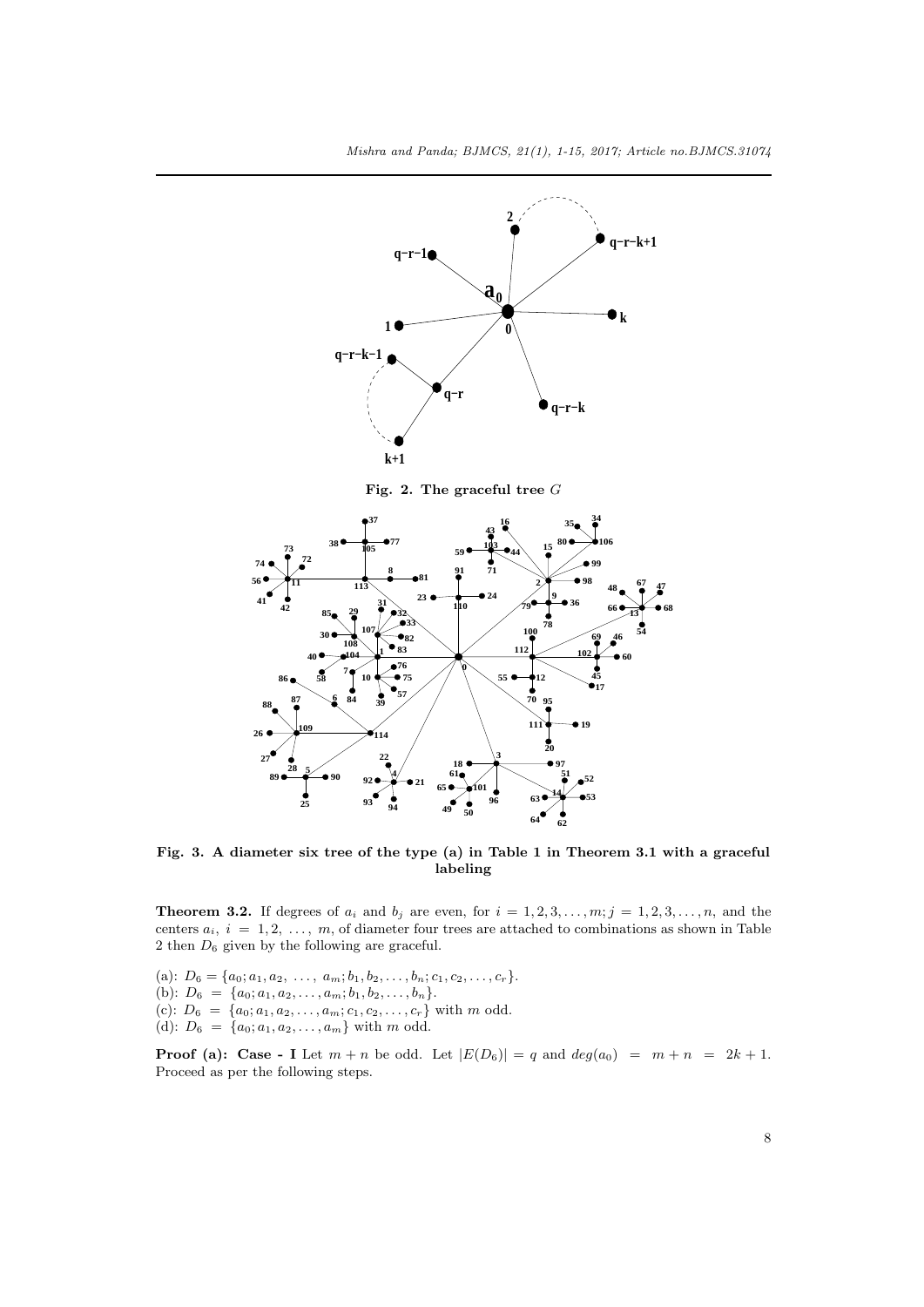**Fig. 2. The graceful tree $G$**

**Fig. 3. A diameter six tree of the type (a) in Table 1 in Theorem 3.1 with a graceful labeling**

**Theorem 3.2.** If degrees of $a_i$ and $b_j$ are even, for $i = 1, 2, 3, \ldots, m; j = 1, 2, 3, \ldots, n$, and the centers $a_i$, $i = 1, 2, \ldots, m$, of diameter four trees are attached to combinations as shown in Table 2 then $D_6$ given by the following are graceful.

(a): $D_6 = \{a_0; a_1, a_2, \ldots, a_m; b_1, b_2, \ldots, b_n; c_1, c_2, \ldots, c_r\}$.
(b): $D_6 = \{a_0; a_1, a_2, \ldots, a_m; b_1, b_2, \ldots, b_n\}$.
(c): $D_6 = \{a_0; a_1, a_2, \ldots, a_m; c_1, c_2, \ldots, c_r\}$ with $m$ odd.
(d): $D_6 = \{a_0; a_1, a_2, \ldots, a_m\}$ with $m$ odd.

**Proof (a): Case - I** Let $m + n$ be odd. Let $|E(D_6)| = q$ and $deg(a_0) = m + n = 2k + 1$. Proceed as per the following steps.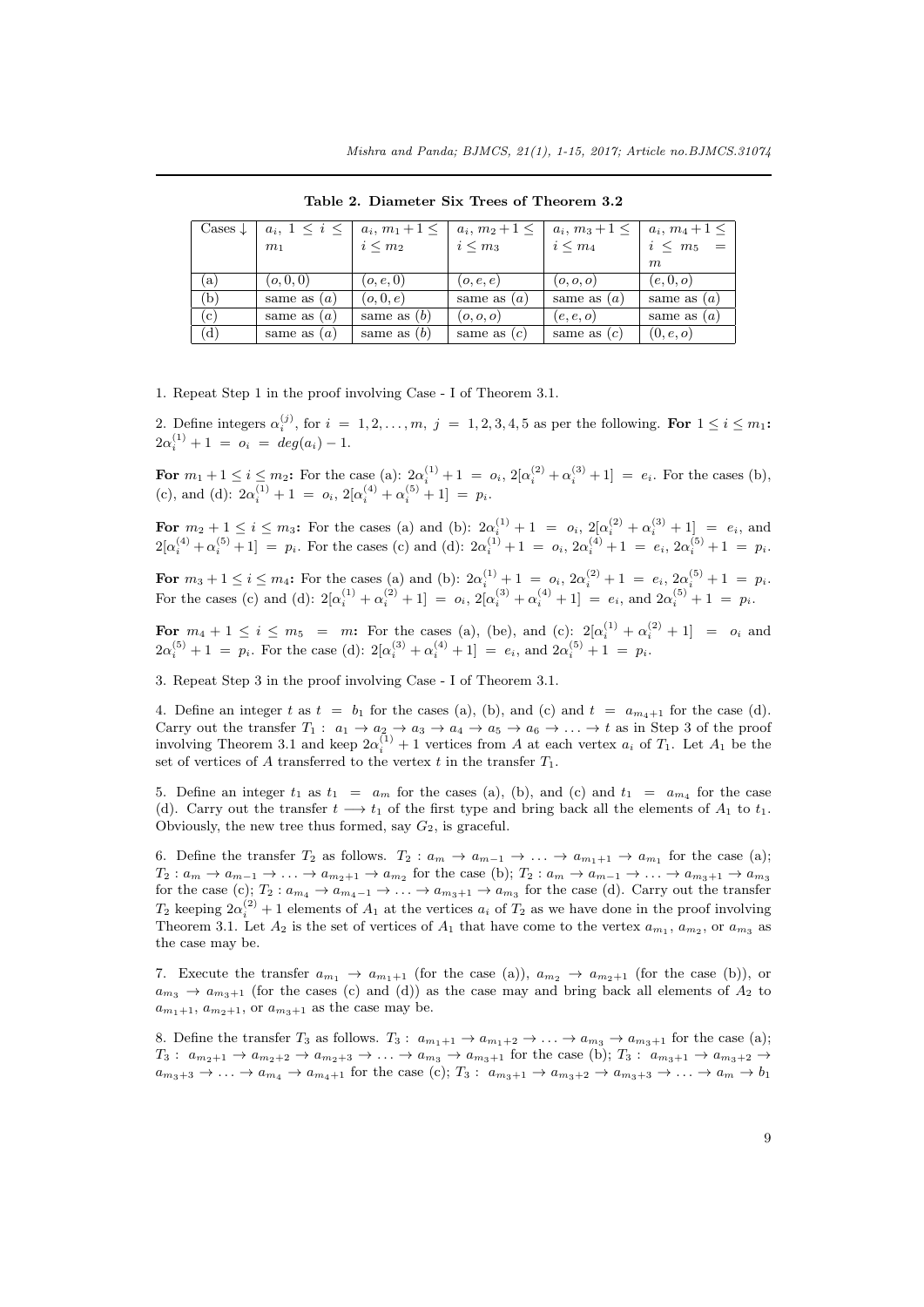**Table 2. Diameter Six Trees of Theorem 3.2**

| Cases ↓ | $a_i$, $1 \leq i \leq m_1$ | $a_i$, $m_1+1 \leq i \leq m_2$ | $a_i$, $m_2+1 \leq i \leq m_3$ | $a_i$, $m_3+1 \leq i \leq m_4$ | $a_i$, $m_4+1 \leq i \leq m_5 = m$ |
|---|---|---|---|---|---|
| (a) | $(o, 0, 0)$ | $(o, e, 0)$ | $(o, e, e)$ | $(o, o, o)$ | $(e, 0, o)$ |
| (b) | same as $(a)$ | $(o, 0, e)$ | same as $(a)$ | same as $(a)$ | same as $(a)$ |
| (c) | same as $(a)$ | same as $(b)$ | $(o, o, o)$ | $(e, e, o)$ | same as $(a)$ |
| (d) | same as $(a)$ | same as $(b)$ | same as $(c)$ | same as $(c)$ | $(0, e, o)$ |

1. Repeat Step 1 in the proof involving Case - I of Theorem 3.1.

2. Define integers $\alpha_i^{(j)}$, for $i = 1, 2, \ldots, m$, $j = 1, 2, 3, 4, 5$ as per the following. **For** $1 \leq i \leq m_1$**:** $2\alpha_i^{(1)} + 1 = o_i = deg(a_i) - 1$.

**For** $m_1 + 1 \leq i \leq m_2$**:** For the case (a): $2\alpha_i^{(1)} + 1 = o_i$, $2[\alpha_i^{(2)} + \alpha_i^{(3)} + 1] = e_i$. For the cases (b), (c), and (d): $2\alpha_i^{(1)} + 1 = o_i$, $2[\alpha_i^{(4)} + \alpha_i^{(5)} + 1] = p_i$.

**For** $m_2 + 1 \leq i \leq m_3$**:** For the cases (a) and (b): $2\alpha_i^{(1)} + 1 = o_i$, $2[\alpha_i^{(2)} + \alpha_i^{(3)} + 1] = e_i$, and $2[\alpha_i^{(4)} + \alpha_i^{(5)} + 1] = p_i$. For the cases (c) and (d): $2\alpha_i^{(1)} + 1 = o_i$, $2\alpha_i^{(4)} + 1 = e_i$, $2\alpha_i^{(5)} + 1 = p_i$.

**For** $m_3 + 1 \leq i \leq m_4$**:** For the cases (a) and (b): $2\alpha_i^{(1)} + 1 = o_i$, $2\alpha_i^{(2)} + 1 = e_i$, $2\alpha_i^{(5)} + 1 = p_i$. For the cases (c) and (d): $2[\alpha_i^{(1)} + \alpha_i^{(2)} + 1] = o_i$, $2[\alpha_i^{(3)} + \alpha_i^{(4)} + 1] = e_i$, and $2\alpha_i^{(5)} + 1 = p_i$.

**For** $m_4 + 1 \leq i \leq m_5 = m$**:** For the cases (a), (be), and (c): $2[\alpha_i^{(1)} + \alpha_i^{(2)} + 1] = o_i$ and $2\alpha_i^{(5)} + 1 = p_i$. For the case (d): $2[\alpha_i^{(3)} + \alpha_i^{(4)} + 1] = e_i$, and $2\alpha_i^{(5)} + 1 = p_i$.

3. Repeat Step 3 in the proof involving Case - I of Theorem 3.1.

4. Define an integer $t$ as $t = b_1$ for the cases (a), (b), and (c) and $t = a_{m_4+1}$ for the case (d). Carry out the transfer $T_1 : a_1 \to a_2 \to a_3 \to a_4 \to a_5 \to a_6 \to \ldots \to t$ as in Step 3 of the proof involving Theorem 3.1 and keep $2\alpha_i^{(1)} + 1$ vertices from $A$ at each vertex $a_i$ of $T_1$. Let $A_1$ be the set of vertices of $A$ transferred to the vertex $t$ in the transfer $T_1$.

5. Define an integer $t_1$ as $t_1 = a_m$ for the cases (a), (b), and (c) and $t_1 = a_{m_4}$ for the case (d). Carry out the transfer $t \longrightarrow t_1$ of the first type and bring back all the elements of $A_1$ to $t_1$. Obviously, the new tree thus formed, say $G_2$, is graceful.

6. Define the transfer $T_2$ as follows. $T_2 : a_m \to a_{m-1} \to \ldots \to a_{m_1+1} \to a_{m_1}$ for the case (a); $T_2 : a_m \to a_{m-1} \to \ldots \to a_{m_2+1} \to a_{m_2}$ for the case (b); $T_2 : a_m \to a_{m-1} \to \ldots \to a_{m_3+1} \to a_{m_3}$ for the case (c); $T_2 : a_{m_4} \to a_{m_4-1} \to \ldots \to a_{m_3+1} \to a_{m_3}$ for the case (d). Carry out the transfer $T_2$ keeping $2\alpha_i^{(2)} + 1$ elements of $A_1$ at the vertices $a_i$ of $T_2$ as we have done in the proof involving Theorem 3.1. Let $A_2$ is the set of vertices of $A_1$ that have come to the vertex $a_{m_1}$, $a_{m_2}$, or $a_{m_3}$ as the case may be.

7. Execute the transfer $a_{m_1} \to a_{m_1+1}$ (for the case (a)), $a_{m_2} \to a_{m_2+1}$ (for the case (b)), or $a_{m_3} \to a_{m_3+1}$ (for the cases (c) and (d)) as the case may and bring back all elements of $A_2$ to $a_{m_1+1}$, $a_{m_2+1}$, or $a_{m_3+1}$ as the case may be.

8. Define the transfer $T_3$ as follows. $T_3 : a_{m_1+1} \to a_{m_1+2} \to \ldots \to a_{m_3} \to a_{m_3+1}$ for the case (a); $T_3 : a_{m_2+1} \to a_{m_2+2} \to a_{m_2+3} \to \ldots \to a_{m_3} \to a_{m_3+1}$ for the case (b); $T_3 : a_{m_3+1} \to a_{m_3+2} \to a_{m_3+3} \to \ldots \to a_{m_4} \to a_{m_4+1}$ for the case (c); $T_3 : a_{m_3+1} \to a_{m_3+2} \to a_{m_3+3} \to \ldots \to a_m \to b_1$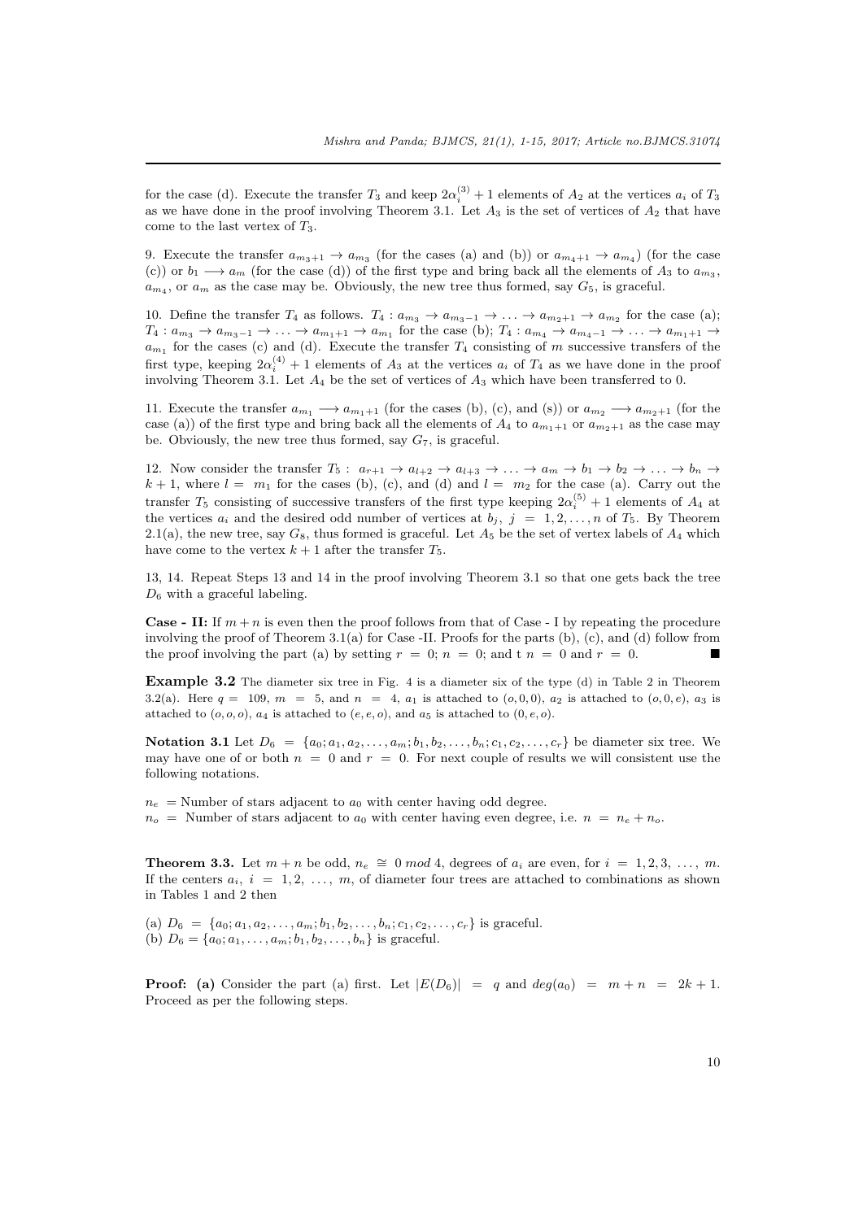for the case (d). Execute the transfer $T_3$ and keep $2\alpha_i^{(3)} + 1$ elements of $A_2$ at the vertices $a_i$ of $T_3$ as we have done in the proof involving Theorem 3.1. Let $A_3$ is the set of vertices of $A_2$ that have come to the last vertex of $T_3$.

9. Execute the transfer $a_{m_3+1} \to a_{m_3}$ (for the cases (a) and (b)) or $a_{m_4+1} \to a_{m_4}$) (for the case (c)) or $b_1 \longrightarrow a_m$ (for the case (d)) of the first type and bring back all the elements of $A_3$ to $a_{m_3}$, $a_{m_4}$, or $a_m$ as the case may be. Obviously, the new tree thus formed, say $G_5$, is graceful.

10. Define the transfer $T_4$ as follows. $T_4 : a_{m_3} \to a_{m_3-1} \to \ldots \to a_{m_2+1} \to a_{m_2}$ for the case (a); $T_4 : a_{m_3} \to a_{m_3-1} \to \ldots \to a_{m_1+1} \to a_{m_1}$ for the case (b); $T_4 : a_{m_4} \to a_{m_4-1} \to \ldots \to a_{m_1+1} \to a_{m_1}$ for the cases (c) and (d). Execute the transfer $T_4$ consisting of $m$ successive transfers of the first type, keeping $2\alpha_i^{(4)} + 1$ elements of $A_3$ at the vertices $a_i$ of $T_4$ as we have done in the proof involving Theorem 3.1. Let $A_4$ be the set of vertices of $A_3$ which have been transferred to 0.

11. Execute the transfer $a_{m_1} \longrightarrow a_{m_1+1}$ (for the cases (b), (c), and (s)) or $a_{m_2} \longrightarrow a_{m_2+1}$ (for the case (a)) of the first type and bring back all the elements of $A_4$ to $a_{m_1+1}$ or $a_{m_2+1}$ as the case may be. Obviously, the new tree thus formed, say $G_7$, is graceful.

12. Now consider the transfer $T_5 : \ a_{r+1} \to a_{l+2} \to a_{l+3} \to \ldots \to a_m \to b_1 \to b_2 \to \ldots \to b_n \to k+1$, where $l = \ m_1$ for the cases (b), (c), and (d) and $l = \ m_2$ for the case (a). Carry out the transfer $T_5$ consisting of successive transfers of the first type keeping $2\alpha_i^{(5)} + 1$ elements of $A_4$ at the vertices $a_i$ and the desired odd number of vertices at $b_j$, $j = 1, 2, \ldots, n$ of $T_5$. By Theorem 2.1(a), the new tree, say $G_8$, thus formed is graceful. Let $A_5$ be the set of vertex labels of $A_4$ which have come to the vertex $k+1$ after the transfer $T_5$.

13, 14. Repeat Steps 13 and 14 in the proof involving Theorem 3.1 so that one gets back the tree $D_6$ with a graceful labeling.

**Case - II:** If $m+n$ is even then the proof follows from that of Case - I by repeating the procedure involving the proof of Theorem 3.1(a) for Case -II. Proofs for the parts (b), (c), and (d) follow from the proof involving the part (a) by setting $r = 0$; $n = 0$; and t $n = 0$ and $r = 0$. ∎

**Example 3.2** The diameter six tree in Fig. 4 is a diameter six of the type (d) in Table 2 in Theorem 3.2(a). Here $q = \ 109$, $m = 5$, and $n = 4$, $a_1$ is attached to $(o, 0, 0)$, $a_2$ is attached to $(o, 0, e)$, $a_3$ is attached to $(o, o, o)$, $a_4$ is attached to $(e, e, o)$, and $a_5$ is attached to $(0, e, o)$.

**Notation 3.1** Let $D_6 = \{a_0; a_1, a_2, \ldots, a_m; b_1, b_2, \ldots, b_n; c_1, c_2, \ldots, c_r\}$ be diameter six tree. We may have one of or both $n = 0$ and $r = 0$. For next couple of results we will consistent use the following notations.

$n_e$ = Number of stars adjacent to $a_0$ with center having odd degree.
$n_o$ = Number of stars adjacent to $a_0$ with center having even degree, i.e. $n = n_e + n_o$.

**Theorem 3.3.** Let $m+n$ be odd, $n_e \cong 0 \bmod 4$, degrees of $a_i$ are even, for $i = 1, 2, 3, \ldots, m$. If the centers $a_i$, $i = 1, 2, \ldots, m$, of diameter four trees are attached to combinations as shown in Tables 1 and 2 then

(a) $D_6 = \{a_0; a_1, a_2, \ldots, a_m; b_1, b_2, \ldots, b_n; c_1, c_2, \ldots, c_r\}$ is graceful.
(b) $D_6 = \{a_0; a_1, \ldots, a_m; b_1, b_2, \ldots, b_n\}$ is graceful.

**Proof:** **(a)** Consider the part (a) first. Let $|E(D_6)| = q$ and $deg(a_0) = m+n = 2k+1$. Proceed as per the following steps.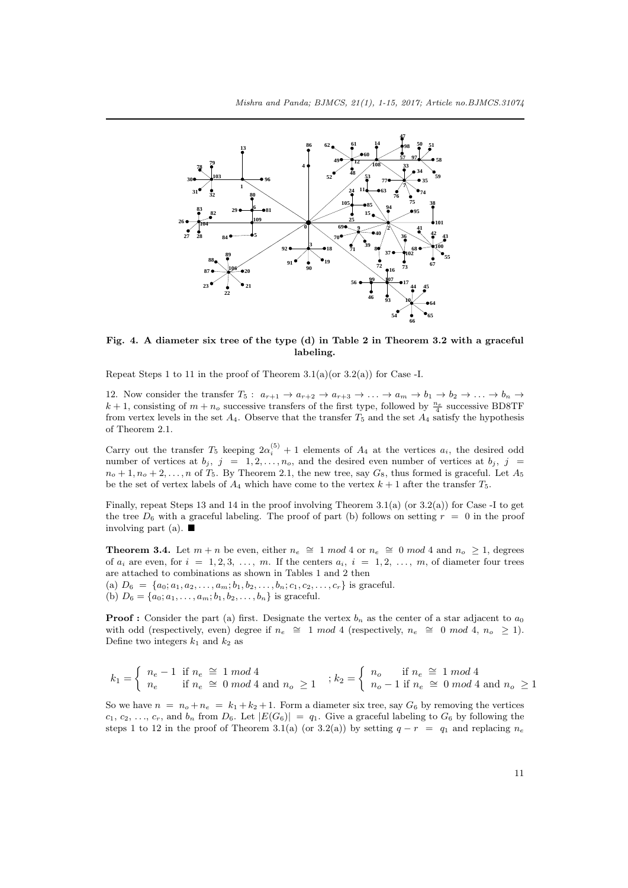**Fig. 4. A diameter six tree of the type (d) in Table 2 in Theorem 3.2 with a graceful labeling.**

Repeat Steps 1 to 11 in the proof of Theorem 3.1(a)(or 3.2(a)) for Case -I.

12. Now consider the transfer $T_5: \ a_{r+1} \rightarrow a_{r+2} \rightarrow a_{r+3} \rightarrow \ldots \rightarrow a_m \rightarrow b_1 \rightarrow b_2 \rightarrow \ldots \rightarrow b_n \rightarrow k+1$, consisting of $m + n_o$ successive transfers of the first type, followed by $\frac{n_e}{4}$ successive BD8TF from vertex levels in the set $A_4$. Observe that the transfer $T_5$ and the set $A_4$ satisfy the hypothesis of Theorem 2.1.

Carry out the transfer $T_5$ keeping $2\alpha_i^{(5)} + 1$ elements of $A_4$ at the vertices $a_i$, the desired odd number of vertices at $b_j$, $j = 1, 2, \ldots, n_o$, and the desired even number of vertices at $b_j$, $j = n_o + 1, n_o + 2, \ldots, n$ of $T_5$. By Theorem 2.1, the new tree, say $G_8$, thus formed is graceful. Let $A_5$ be the set of vertex labels of $A_4$ which have come to the vertex $k + 1$ after the transfer $T_5$.

Finally, repeat Steps 13 and 14 in the proof involving Theorem 3.1(a) (or 3.2(a)) for Case -I to get the tree $D_6$ with a graceful labeling. The proof of part (b) follows on setting $r = 0$ in the proof involving part (a). ■

**Theorem 3.4.** Let $m + n$ be even, either $n_e \cong 1 \ mod \ 4$ or $n_e \cong 0 \ mod \ 4$ and $n_o \geq 1$, degrees of $a_i$ are even, for $i = 1, 2, 3, \ldots, m$. If the centers $a_i$, $i = 1, 2, \ldots, m$, of diameter four trees are attached to combinations as shown in Tables 1 and 2 then

(a) $D_6 = \{a_0; a_1, a_2, \ldots, a_m; b_1, b_2, \ldots, b_n; c_1, c_2, \ldots, c_r\}$ is graceful.

(b) $D_6 = \{a_0; a_1, \ldots, a_m; b_1, b_2, \ldots, b_n\}$ is graceful.

**Proof :** Consider the part (a) first. Designate the vertex $b_n$ as the center of a star adjacent to $a_0$ with odd (respectively, even) degree if $n_e \cong 1 \ mod \ 4$ (respectively, $n_e \cong 0 \ mod \ 4$, $n_o \geq 1$). Define two integers $k_1$ and $k_2$ as

$$k_1 = \begin{cases} n_e - 1 & \text{if } n_e \cong 1 \ mod \ 4 \\ n_e & \text{if } n_e \cong 0 \ mod \ 4 \text{ and } n_o \geq 1 \end{cases} ; k_2 = \begin{cases} n_o & \text{if } n_e \cong 1 \ mod \ 4 \\ n_o - 1 & \text{if } n_e \cong 0 \ mod \ 4 \text{ and } n_o \geq 1 \end{cases}$$

So we have $n = n_o + n_e = k_1 + k_2 + 1$. Form a diameter six tree, say $G_6$ by removing the vertices $c_1, c_2, \ldots, c_r$, and $b_n$ from $D_6$. Let $|E(G_6)| = q_1$. Give a graceful labeling to $G_6$ by following the steps 1 to 12 in the proof of Theorem 3.1(a) (or 3.2(a)) by setting $q - r = q_1$ and replacing $n_e$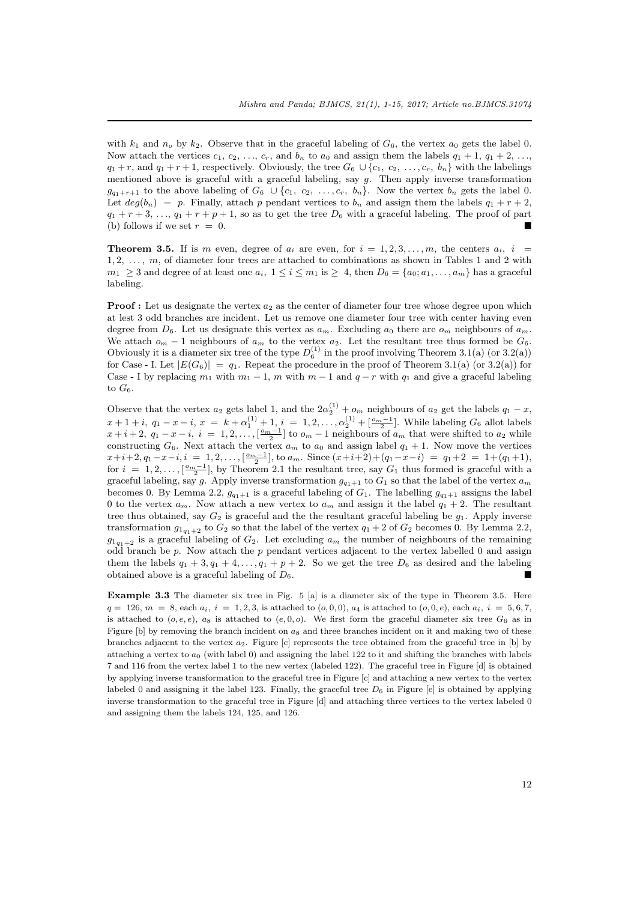with $k_1$ and $n_o$ by $k_2$. Observe that in the graceful labeling of $G_6$, the vertex $a_0$ gets the label 0. Now attach the vertices $c_1, c_2, \ldots, c_r$, and $b_n$ to $a_0$ and assign them the labels $q_1+1$, $q_1+2$, $\ldots$, $q_1+r$, and $q_1+r+1$, respectively. Obviously, the tree $G_6 \cup \{c_1, c_2, \ldots, c_r, b_n\}$ with the labelings mentioned above is graceful with a graceful labeling, say $g$. Then apply inverse transformation $g_{q_1+r+1}$ to the above labeling of $G_6 \cup \{c_1, c_2, \ldots, c_r, b_n\}$. Now the vertex $b_n$ gets the label 0. Let $deg(b_n) = p$. Finally, attach $p$ pendant vertices to $b_n$ and assign them the labels $q_1+r+2$, $q_1+r+3$, $\ldots$, $q_1+r+p+1$, so as to get the tree $D_6$ with a graceful labeling. The proof of part (b) follows if we set $r = 0$. ■

**Theorem 3.5.** If is $m$ even, degree of $a_i$ are even, for $i = 1, 2, 3, \ldots, m$, the centers $a_i$, $i = 1, 2, \ldots, m$, of diameter four trees are attached to combinations as shown in Tables 1 and 2 with $m_1 \geq 3$ and degree of at least one $a_i$, $1 \leq i \leq m_1$ is $\geq 4$, then $D_6 = \{a_0; a_1, \ldots, a_m\}$ has a graceful labeling.

**Proof :** Let us designate the vertex $a_2$ as the center of diameter four tree whose degree upon which at lest 3 odd branches are incident. Let us remove one diameter four tree with center having even degree from $D_6$. Let us designate this vertex as $a_m$. Excluding $a_0$ there are $o_m$ neighbours of $a_m$. We attach $o_m - 1$ neighbours of $a_m$ to the vertex $a_2$. Let the resultant tree thus formed be $G_6$. Obviously it is a diameter six tree of the type $D_6^{(1)}$ in the proof involving Theorem 3.1(a) (or 3.2(a)) for Case - I. Let $|E(G_6)| = q_1$. Repeat the procedure in the proof of Theorem 3.1(a) (or 3.2(a)) for Case - I by replacing $m_1$ with $m_1 - 1$, $m$ with $m - 1$ and $q - r$ with $q_1$ and give a graceful labeling to $G_6$.

Observe that the vertex $a_2$ gets label 1, and the $2\alpha_2^{(1)} + o_m$ neighbours of $a_2$ get the labels $q_1 - x$, $x + 1 + i$, $q_1 - x - i$, $x = k + \alpha_1^{(1)} + 1$, $i = 1, 2, \ldots, \alpha_2^{(1)} + [\frac{o_m - 1}{2}]$. While labeling $G_6$ allot labels $x + i + 2$, $q_1 - x - i$, $i = 1, 2, \ldots, [\frac{o_m - 1}{2}]$ to $o_m - 1$ neighbours of $a_m$ that were shifted to $a_2$ while constructing $G_6$. Next attach the vertex $a_m$ to $a_0$ and assign label $q_1 + 1$. Now move the vertices $x+i+2, q_1-x-i, i = 1, 2, \ldots, [\frac{o_m-1}{2}]$, to $a_m$. Since $(x+i+2)+(q_1-x-i) = q_1+2 = 1+(q_1+1)$, for $i = 1, 2, \ldots, [\frac{o_m-1}{2}]$, by Theorem 2.1 the resultant tree, say $G_1$ thus formed is graceful with a graceful labeling, say $g$. Apply inverse transformation $g_{q_1+1}$ to $G_1$ so that the label of the vertex $a_m$ becomes 0. By Lemma 2.2, $g_{q_1+1}$ is a graceful labeling of $G_1$. The labelling $g_{q_1+1}$ assigns the label 0 to the vertex $a_m$. Now attach a new vertex to $a_m$ and assign it the label $q_1 + 2$. The resultant tree thus obtained, say $G_2$ is graceful and the the resultant graceful labeling be $g_1$. Apply inverse transformation ${g_1}_{q_1+2}$ to $G_2$ so that the label of the vertex $q_1 + 2$ of $G_2$ becomes 0. By Lemma 2.2, ${g_1}_{q_1+2}$ is a graceful labeling of $G_2$. Let excluding $a_m$ the number of neighbours of the remaining odd branch be $p$. Now attach the $p$ pendant vertices adjacent to the vertex labelled 0 and assign them the labels $q_1 + 3, q_1 + 4, \ldots, q_1 + p + 2$. So we get the tree $D_6$ as desired and the labeling obtained above is a graceful labeling of $D_6$. ■

**Example 3.3** The diameter six tree in Fig. 5 [a] is a diameter six of the type in Theorem 3.5. Here $q = 126$, $m = 8$, each $a_i$, $i = 1, 2, 3$, is attached to $(o, 0, 0)$, $a_4$ is attached to $(o, 0, e)$, each $a_i$, $i = 5, 6, 7$, is attached to $(o, e, e)$, $a_8$ is attached to $(e, 0, o)$. We first form the graceful diameter six tree $G_6$ as in Figure [b] by removing the branch incident on $a_8$ and three branches incident on it and making two of these branches adjacent to the vertex $a_2$. Figure [c] represents the tree obtained from the graceful tree in [b] by attaching a vertex to $a_0$ (with label 0) and assigning the label 122 to it and shifting the branches with labels 7 and 116 from the vertex label 1 to the new vertex (labeled 122). The graceful tree in Figure [d] is obtained by applying inverse transformation to the graceful tree in Figure [c] and attaching a new vertex to the vertex labeled 0 and assigning it the label 123. Finally, the graceful tree $D_6$ in Figure [e] is obtained by applying inverse transformation to the graceful tree in Figure [d] and attaching three vertices to the vertex labeled 0 and assigning them the labels 124, 125, and 126.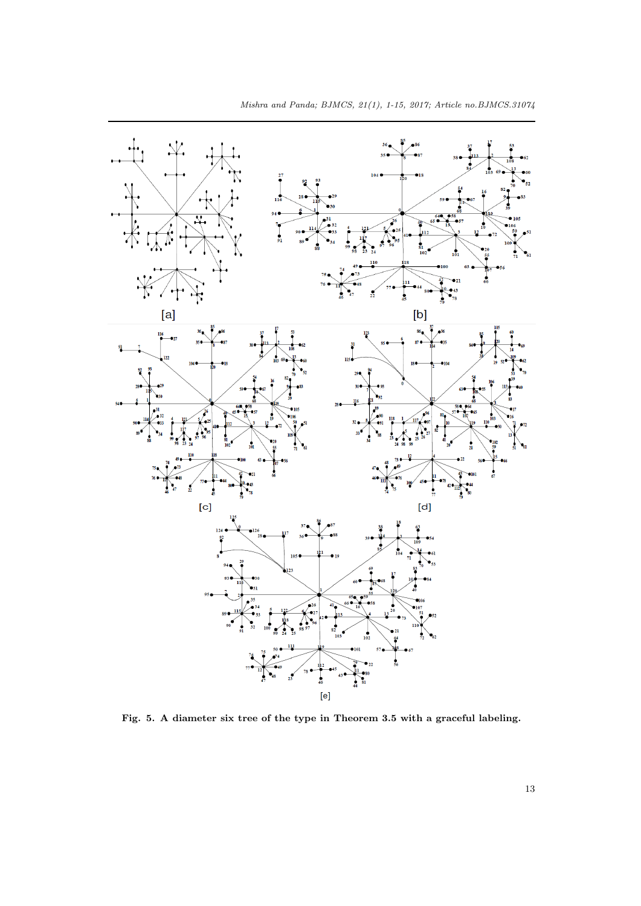Fig. 5. A diameter six tree of the type in Theorem 3.5 with a graceful labeling.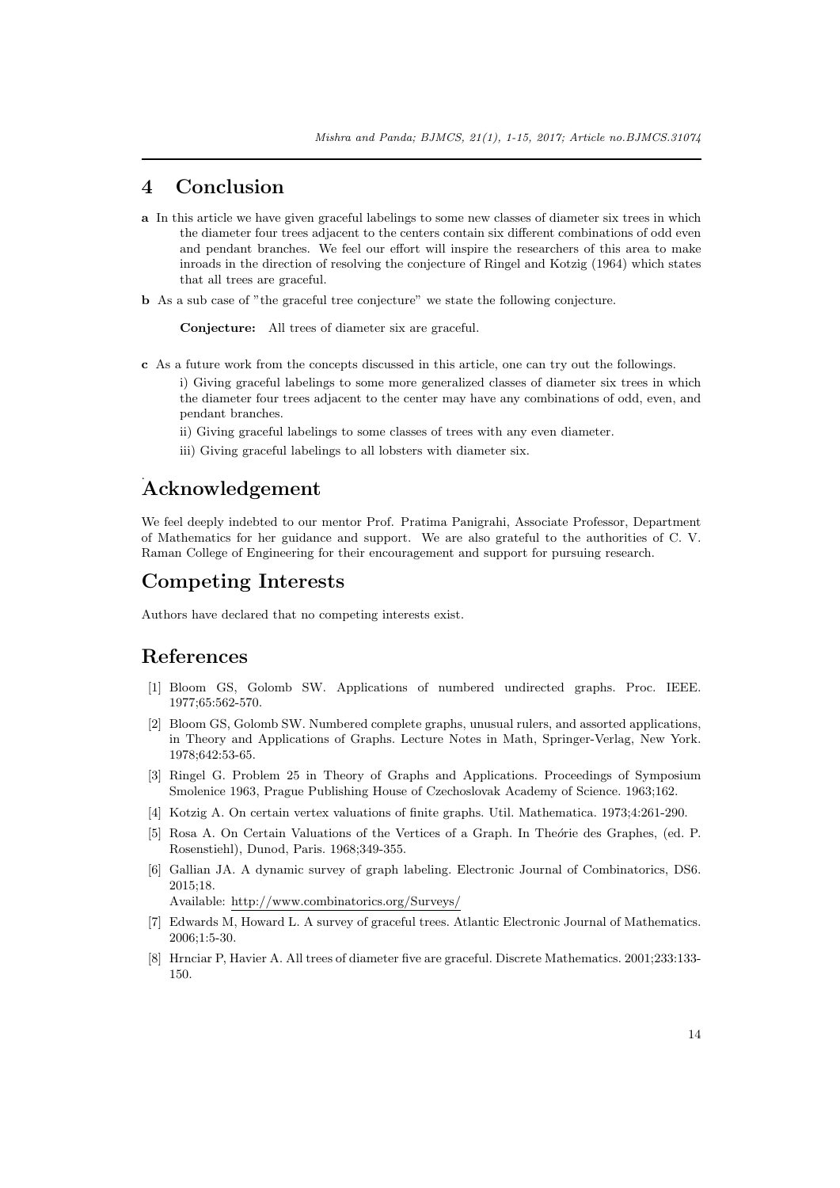## 4 Conclusion

**a** In this article we have given graceful labelings to some new classes of diameter six trees in which the diameter four trees adjacent to the centers contain six different combinations of odd even and pendant branches. We feel our effort will inspire the researchers of this area to make inroads in the direction of resolving the conjecture of Ringel and Kotzig (1964) which states that all trees are graceful.

**b** As a sub case of "the graceful tree conjecture" we state the following conjecture.

> **Conjecture:** All trees of diameter six are graceful.

**c** As a future work from the concepts discussed in this article, one can try out the followings.

i) Giving graceful labelings to some more generalized classes of diameter six trees in which the diameter four trees adjacent to the center may have any combinations of odd, even, and pendant branches.

ii) Giving graceful labelings to some classes of trees with any even diameter.

iii) Giving graceful labelings to all lobsters with diameter six.

## Acknowledgement

We feel deeply indebted to our mentor Prof. Pratima Panigrahi, Associate Professor, Department of Mathematics for her guidance and support. We are also grateful to the authorities of C. V. Raman College of Engineering for their encouragement and support for pursuing research.

## Competing Interests

Authors have declared that no competing interests exist.

## References

[1] Bloom GS, Golomb SW. Applications of numbered undirected graphs. Proc. IEEE. 1977;65:562-570.

[2] Bloom GS, Golomb SW. Numbered complete graphs, unusual rulers, and assorted applications, in Theory and Applications of Graphs. Lecture Notes in Math, Springer-Verlag, New York. 1978;642:53-65.

[3] Ringel G. Problem 25 in Theory of Graphs and Applications. Proceedings of Symposium Smolenice 1963, Prague Publishing House of Czechoslovak Academy of Science. 1963;162.

[4] Kotzig A. On certain vertex valuations of finite graphs. Util. Mathematica. 1973;4:261-290.

[5] Rosa A. On Certain Valuations of the Vertices of a Graph. In Theórie des Graphes, (ed. P. Rosenstiehl), Dunod, Paris. 1968;349-355.

[6] Gallian JA. A dynamic survey of graph labeling. Electronic Journal of Combinatorics, DS6. 2015;18.
Available: http://www.combinatorics.org/Surveys/

[7] Edwards M, Howard L. A survey of graceful trees. Atlantic Electronic Journal of Mathematics. 2006;1:5-30.

[8] Hrnciar P, Havier A. All trees of diameter five are graceful. Discrete Mathematics. 2001;233:133-150.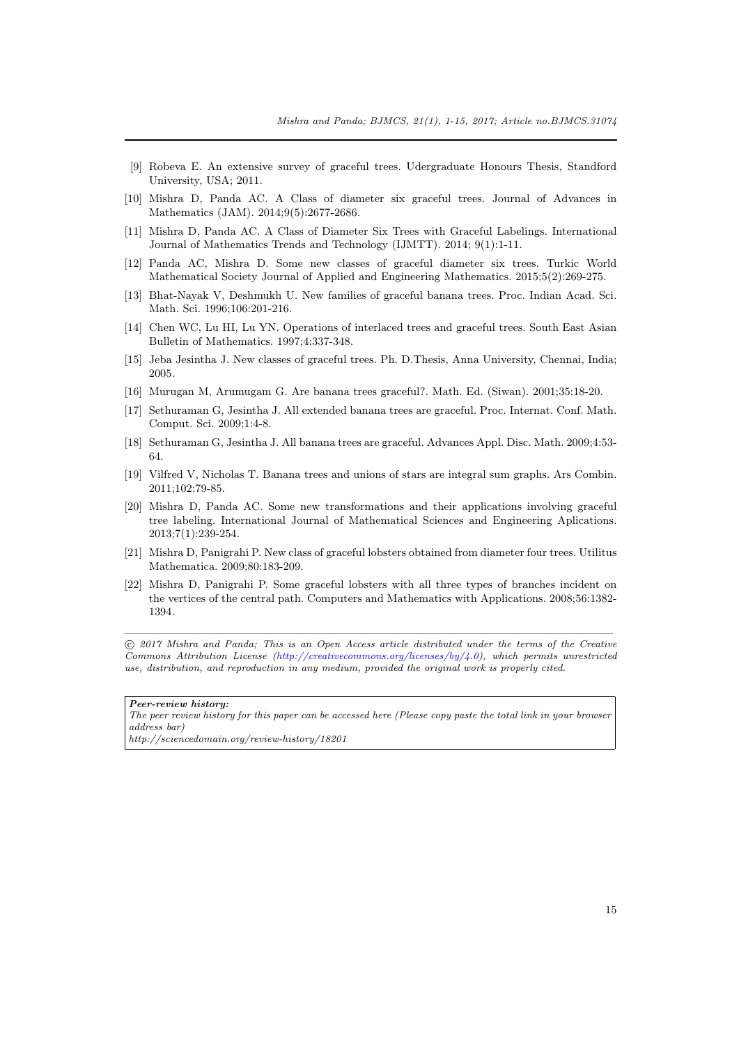[9] Robeva E. An extensive survey of graceful trees. Udergraduate Honours Thesis, Standford University, USA; 2011.

[10] Mishra D, Panda AC. A Class of diameter six graceful trees. Journal of Advances in Mathematics (JAM). 2014;9(5):2677-2686.

[11] Mishra D, Panda AC. A Class of Diameter Six Trees with Graceful Labelings. International Journal of Mathematics Trends and Technology (IJMTT). 2014; 9(1):1-11.

[12] Panda AC, Mishra D. Some new classes of graceful diameter six trees. Turkic World Mathematical Society Journal of Applied and Engineering Mathematics. 2015;5(2):269-275.

[13] Bhat-Nayak V, Deshmukh U. New families of graceful banana trees. Proc. Indian Acad. Sci. Math. Sci. 1996;106:201-216.

[14] Chen WC, Lu HI, Lu YN. Operations of interlaced trees and graceful trees. South East Asian Bulletin of Mathematics. 1997;4:337-348.

[15] Jeba Jesintha J. New classes of graceful trees. Ph. D.Thesis, Anna University, Chennai, India; 2005.

[16] Murugan M, Arumugam G. Are banana trees graceful?. Math. Ed. (Siwan). 2001;35:18-20.

[17] Sethuraman G, Jesintha J. All extended banana trees are graceful. Proc. Internat. Conf. Math. Comput. Sci. 2009;1:4-8.

[18] Sethuraman G, Jesintha J. All banana trees are graceful. Advances Appl. Disc. Math. 2009;4:53-64.

[19] Vilfred V, Nicholas T. Banana trees and unions of stars are integral sum graphs. Ars Combin. 2011;102:79-85.

[20] Mishra D, Panda AC. Some new transformations and their applications involving graceful tree labeling. International Journal of Mathematical Sciences and Engineering Aplications. 2013;7(1):239-254.

[21] Mishra D, Panigrahi P. New class of graceful lobsters obtained from diameter four trees. Utilitus Mathematica. 2009;80:183-209.

[22] Mishra D, Panigrahi P. Some graceful lobsters with all three types of branches incident on the vertices of the central path. Computers and Mathematics with Applications. 2008;56:1382-1394.

---

*© 2017 Mishra and Panda; This is an Open Access article distributed under the terms of the Creative Commons Attribution License (http://creativecommons.org/licenses/by/4.0), which permits unrestricted use, distribution, and reproduction in any medium, provided the original work is properly cited.*

***Peer-review history:***
*The peer review history for this paper can be accessed here (Please copy paste the total link in your browser address bar)*
*http://sciencedomain.org/review-history/18201*